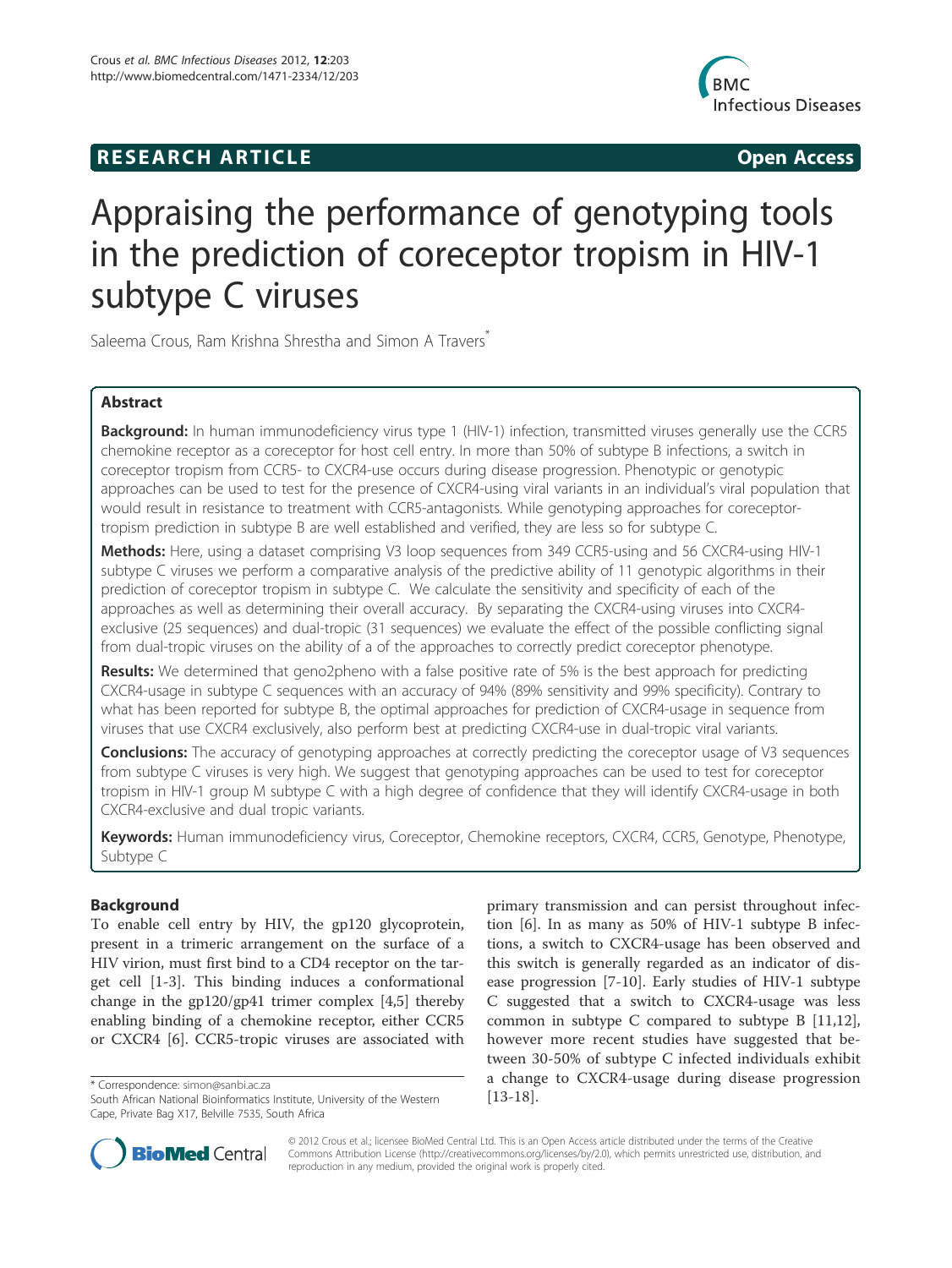**RESEARCH ARTICLE** **Open Access**

# Appraising the performance of genotyping tools in the prediction of coreceptor tropism in HIV-1 subtype C viruses

Saleema Crous, Ram Krishna Shrestha and Simon A Travers*

## Abstract

**Background:** In human immunodeficiency virus type 1 (HIV-1) infection, transmitted viruses generally use the CCR5 chemokine receptor as a coreceptor for host cell entry. In more than 50% of subtype B infections, a switch in coreceptor tropism from CCR5- to CXCR4-use occurs during disease progression. Phenotypic or genotypic approaches can be used to test for the presence of CXCR4-using viral variants in an individual's viral population that would result in resistance to treatment with CCR5-antagonists. While genotyping approaches for coreceptor-tropism prediction in subtype B are well established and verified, they are less so for subtype C.

**Methods:** Here, using a dataset comprising V3 loop sequences from 349 CCR5-using and 56 CXCR4-using HIV-1 subtype C viruses we perform a comparative analysis of the predictive ability of 11 genotypic algorithms in their prediction of coreceptor tropism in subtype C. We calculate the sensitivity and specificity of each of the approaches as well as determining their overall accuracy. By separating the CXCR4-using viruses into CXCR4-exclusive (25 sequences) and dual-tropic (31 sequences) we evaluate the effect of the possible conflicting signal from dual-tropic viruses on the ability of a of the approaches to correctly predict coreceptor phenotype.

**Results:** We determined that geno2pheno with a false positive rate of 5% is the best approach for predicting CXCR4-usage in subtype C sequences with an accuracy of 94% (89% sensitivity and 99% specificity). Contrary to what has been reported for subtype B, the optimal approaches for prediction of CXCR4-usage in sequence from viruses that use CXCR4 exclusively, also perform best at predicting CXCR4-use in dual-tropic viral variants.

**Conclusions:** The accuracy of genotyping approaches at correctly predicting the coreceptor usage of V3 sequences from subtype C viruses is very high. We suggest that genotyping approaches can be used to test for coreceptor tropism in HIV-1 group M subtype C with a high degree of confidence that they will identify CXCR4-usage in both CXCR4-exclusive and dual tropic variants.

**Keywords:** Human immunodeficiency virus, Coreceptor, Chemokine receptors, CXCR4, CCR5, Genotype, Phenotype, Subtype C

## Background

To enable cell entry by HIV, the gp120 glycoprotein, present in a trimeric arrangement on the surface of a HIV virion, must first bind to a CD4 receptor on the target cell [1-3]. This binding induces a conformational change in the gp120/gp41 trimer complex [4,5] thereby enabling binding of a chemokine receptor, either CCR5 or CXCR4 [6]. CCR5-tropic viruses are associated with primary transmission and can persist throughout infection [6]. In as many as 50% of HIV-1 subtype B infections, a switch to CXCR4-usage has been observed and this switch is generally regarded as an indicator of disease progression [7-10]. Early studies of HIV-1 subtype C suggested that a switch to CXCR4-usage was less common in subtype C compared to subtype B [11,12], however more recent studies have suggested that between 30-50% of subtype C infected individuals exhibit a change to CXCR4-usage during disease progression [13-18].

* Correspondence: simon@sanbi.ac.za
South African National Bioinformatics Institute, University of the Western Cape, Private Bag X17, Belville 7535, South Africa

© 2012 Crous et al.; licensee BioMed Central Ltd. This is an Open Access article distributed under the terms of the Creative Commons Attribution License (http://creativecommons.org/licenses/by/2.0), which permits unrestricted use, distribution, and reproduction in any medium, provided the original work is properly cited.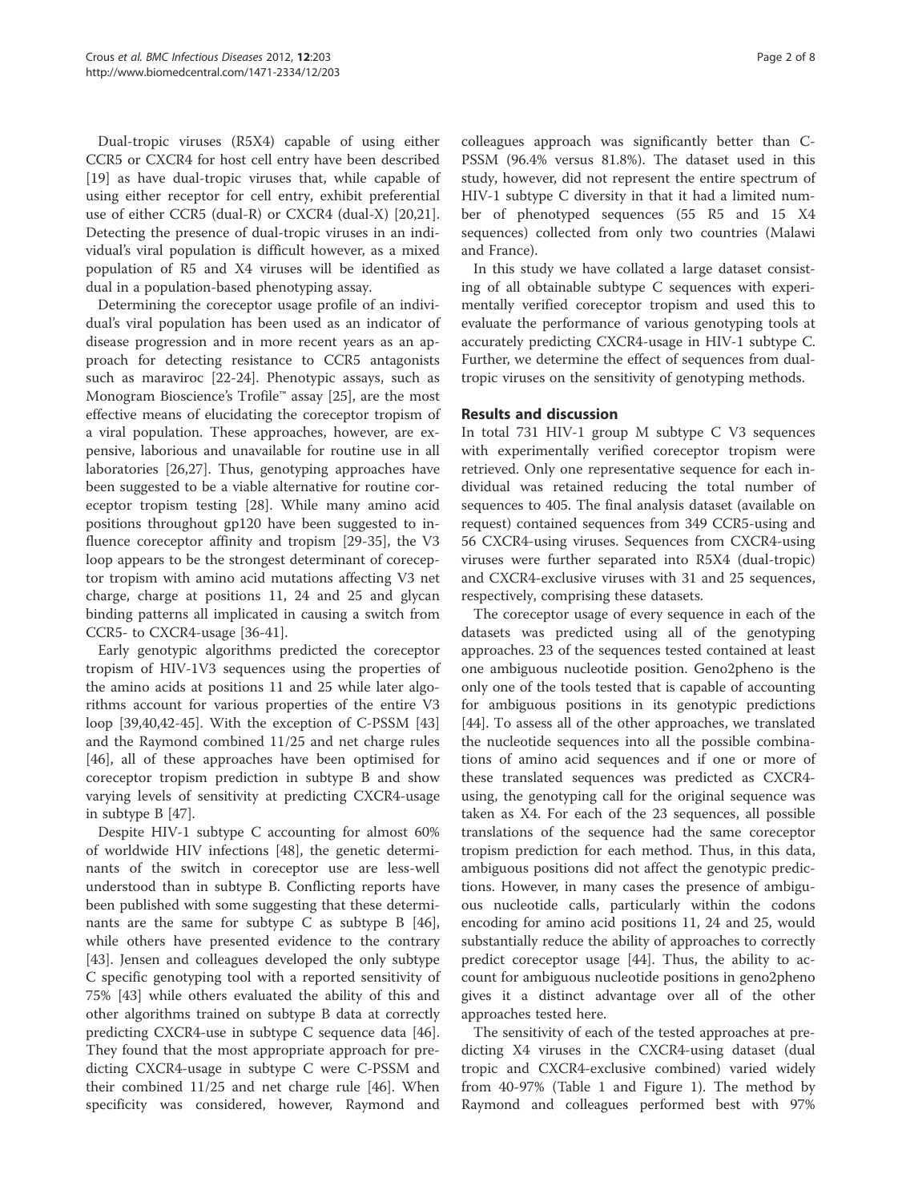Dual-tropic viruses (R5X4) capable of using either CCR5 or CXCR4 for host cell entry have been described [19] as have dual-tropic viruses that, while capable of using either receptor for cell entry, exhibit preferential use of either CCR5 (dual-R) or CXCR4 (dual-X) [20,21]. Detecting the presence of dual-tropic viruses in an individual's viral population is difficult however, as a mixed population of R5 and X4 viruses will be identified as dual in a population-based phenotyping assay.

Determining the coreceptor usage profile of an individual's viral population has been used as an indicator of disease progression and in more recent years as an approach for detecting resistance to CCR5 antagonists such as maraviroc [22-24]. Phenotypic assays, such as Monogram Bioscience's Trofile™ assay [25], are the most effective means of elucidating the coreceptor tropism of a viral population. These approaches, however, are expensive, laborious and unavailable for routine use in all laboratories [26,27]. Thus, genotyping approaches have been suggested to be a viable alternative for routine coreceptor tropism testing [28]. While many amino acid positions throughout gp120 have been suggested to influence coreceptor affinity and tropism [29-35], the V3 loop appears to be the strongest determinant of coreceptor tropism with amino acid mutations affecting V3 net charge, charge at positions 11, 24 and 25 and glycan binding patterns all implicated in causing a switch from CCR5- to CXCR4-usage [36-41].

Early genotypic algorithms predicted the coreceptor tropism of HIV-1V3 sequences using the properties of the amino acids at positions 11 and 25 while later algorithms account for various properties of the entire V3 loop [39,40,42-45]. With the exception of C-PSSM [43] and the Raymond combined 11/25 and net charge rules [46], all of these approaches have been optimised for coreceptor tropism prediction in subtype B and show varying levels of sensitivity at predicting CXCR4-usage in subtype B [47].

Despite HIV-1 subtype C accounting for almost 60% of worldwide HIV infections [48], the genetic determinants of the switch in coreceptor use are less-well understood than in subtype B. Conflicting reports have been published with some suggesting that these determinants are the same for subtype C as subtype B [46], while others have presented evidence to the contrary [43]. Jensen and colleagues developed the only subtype C specific genotyping tool with a reported sensitivity of 75% [43] while others evaluated the ability of this and other algorithms trained on subtype B data at correctly predicting CXCR4-use in subtype C sequence data [46]. They found that the most appropriate approach for predicting CXCR4-usage in subtype C were C-PSSM and their combined 11/25 and net charge rule [46]. When specificity was considered, however, Raymond and colleagues approach was significantly better than C-PSSM (96.4% versus 81.8%). The dataset used in this study, however, did not represent the entire spectrum of HIV-1 subtype C diversity in that it had a limited number of phenotyped sequences (55 R5 and 15 X4 sequences) collected from only two countries (Malawi and France).

In this study we have collated a large dataset consisting of all obtainable subtype C sequences with experimentally verified coreceptor tropism and used this to evaluate the performance of various genotyping tools at accurately predicting CXCR4-usage in HIV-1 subtype C. Further, we determine the effect of sequences from dual-tropic viruses on the sensitivity of genotyping methods.

## Results and discussion

In total 731 HIV-1 group M subtype C V3 sequences with experimentally verified coreceptor tropism were retrieved. Only one representative sequence for each individual was retained reducing the total number of sequences to 405. The final analysis dataset (available on request) contained sequences from 349 CCR5-using and 56 CXCR4-using viruses. Sequences from CXCR4-using viruses were further separated into R5X4 (dual-tropic) and CXCR4-exclusive viruses with 31 and 25 sequences, respectively, comprising these datasets.

The coreceptor usage of every sequence in each of the datasets was predicted using all of the genotyping approaches. 23 of the sequences tested contained at least one ambiguous nucleotide position. Geno2pheno is the only one of the tools tested that is capable of accounting for ambiguous positions in its genotypic predictions [44]. To assess all of the other approaches, we translated the nucleotide sequences into all the possible combinations of amino acid sequences and if one or more of these translated sequences was predicted as CXCR4-using, the genotyping call for the original sequence was taken as X4. For each of the 23 sequences, all possible translations of the sequence had the same coreceptor tropism prediction for each method. Thus, in this data, ambiguous positions did not affect the genotypic predictions. However, in many cases the presence of ambiguous nucleotide calls, particularly within the codons encoding for amino acid positions 11, 24 and 25, would substantially reduce the ability of approaches to correctly predict coreceptor usage [44]. Thus, the ability to account for ambiguous nucleotide positions in geno2pheno gives it a distinct advantage over all of the other approaches tested here.

The sensitivity of each of the tested approaches at predicting X4 viruses in the CXCR4-using dataset (dual tropic and CXCR4-exclusive combined) varied widely from 40-97% (Table 1 and Figure 1). The method by Raymond and colleagues performed best with 97%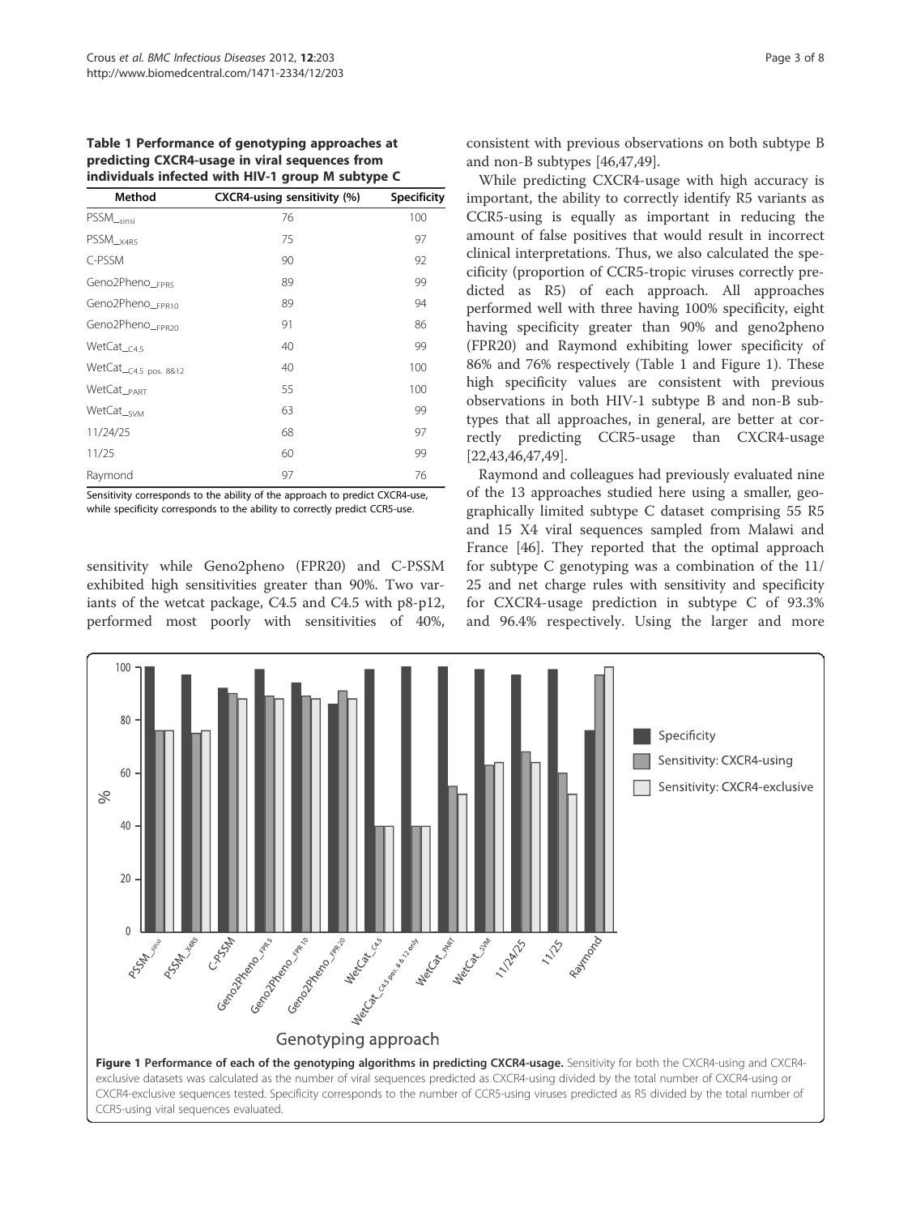**Table 1 Performance of genotyping approaches at predicting CXCR4-usage in viral sequences from individuals infected with HIV-1 group M subtype C**

| Method | CXCR4-using sensitivity (%) | Specificity |
|---|---|---|
| PSSM$_{\_sinsi}$ | 76 | 100 |
| PSSM$_{\_X4R5}$ | 75 | 97 |
| C-PSSM | 90 | 92 |
| Geno2Pheno$_{\_FPR5}$ | 89 | 99 |
| Geno2Pheno$_{\_FPR10}$ | 89 | 94 |
| Geno2Pheno$_{\_FPR20}$ | 91 | 86 |
| WetCat$_{\_C4.5}$ | 40 | 99 |
| WetCat$_{\_C4.5\ pos.\ 8\&12}$ | 40 | 100 |
| WetCat$_{\_PART}$ | 55 | 100 |
| WetCat$_{\_SVM}$ | 63 | 99 |
| 11/24/25 | 68 | 97 |
| 11/25 | 60 | 99 |
| Raymond | 97 | 76 |

Sensitivity corresponds to the ability of the approach to predict CXCR4-use, while specificity corresponds to the ability to correctly predict CCR5-use.

sensitivity while Geno2pheno (FPR20) and C-PSSM exhibited high sensitivities greater than 90%. Two variants of the wetcat package, C4.5 and C4.5 with p8-p12, performed most poorly with sensitivities of 40%, consistent with previous observations on both subtype B and non-B subtypes [46,47,49].

While predicting CXCR4-usage with high accuracy is important, the ability to correctly identify R5 variants as CCR5-using is equally as important in reducing the amount of false positives that would result in incorrect clinical interpretations. Thus, we also calculated the specificity (proportion of CCR5-tropic viruses correctly predicted as R5) of each approach. All approaches performed well with three having 100% specificity, eight having specificity greater than 90% and geno2pheno (FPR20) and Raymond exhibiting lower specificity of 86% and 76% respectively (Table 1 and Figure 1). These high specificity values are consistent with previous observations in both HIV-1 subtype B and non-B subtypes that all approaches, in general, are better at correctly predicting CCR5-usage than CXCR4-usage [22,43,46,47,49].

Raymond and colleagues had previously evaluated nine of the 13 approaches studied here using a smaller, geographically limited subtype C dataset comprising 55 R5 and 15 X4 viral sequences sampled from Malawi and France [46]. They reported that the optimal approach for subtype C genotyping was a combination of the 11/25 and net charge rules with sensitivity and specificity for CXCR4-usage prediction in subtype C of 93.3% and 96.4% respectively. Using the larger and more

**Figure 1 Performance of each of the genotyping algorithms in predicting CXCR4-usage.** Sensitivity for both the CXCR4-using and CXCR4-exclusive datasets was calculated as the number of viral sequences predicted as CXCR4-using divided by the total number of CXCR4-using or CXCR4-exclusive sequences tested. Specificity corresponds to the number of CCR5-using viruses predicted as R5 divided by the total number of CCR5-using viral sequences evaluated.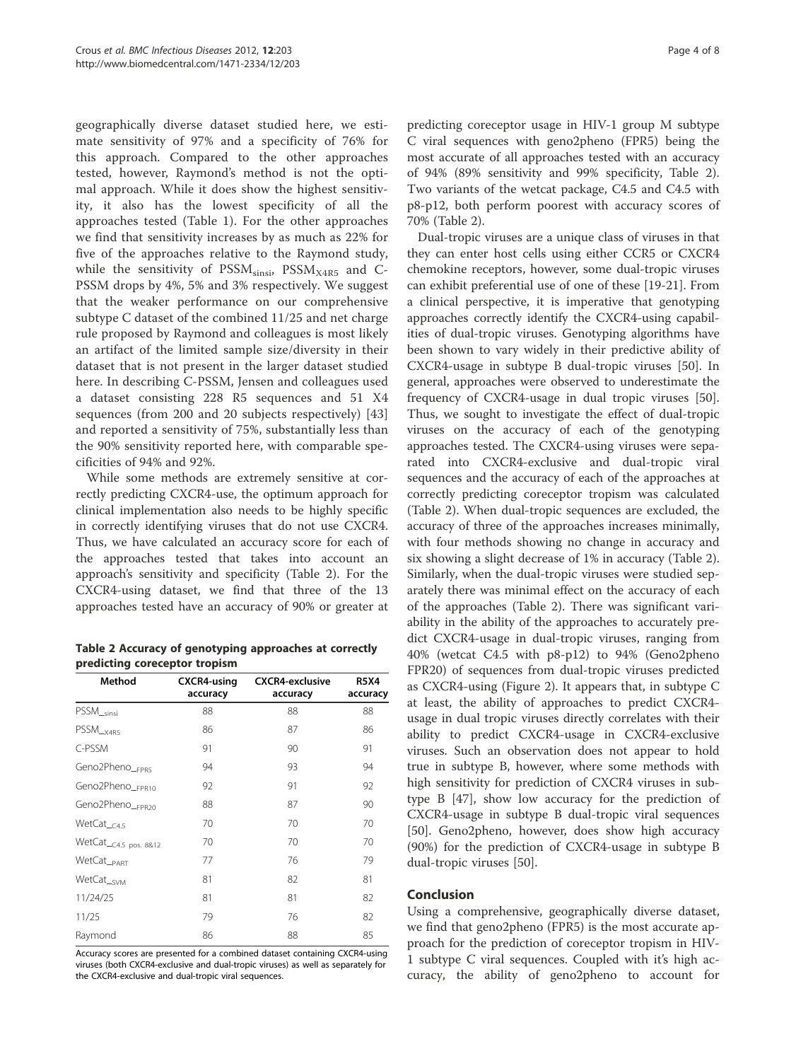geographically diverse dataset studied here, we estimate sensitivity of 97% and a specificity of 76% for this approach. Compared to the other approaches tested, however, Raymond's method is not the optimal approach. While it does show the highest sensitivity, it also has the lowest specificity of all the approaches tested (Table 1). For the other approaches we find that sensitivity increases by as much as 22% for five of the approaches relative to the Raymond study, while the sensitivity of $PSSM_{sinsi}$, $PSSM_{X4R5}$ and C-PSSM drops by 4%, 5% and 3% respectively. We suggest that the weaker performance on our comprehensive subtype C dataset of the combined 11/25 and net charge rule proposed by Raymond and colleagues is most likely an artifact of the limited sample size/diversity in their dataset that is not present in the larger dataset studied here. In describing C-PSSM, Jensen and colleagues used a dataset consisting 228 R5 sequences and 51 X4 sequences (from 200 and 20 subjects respectively) [43] and reported a sensitivity of 75%, substantially less than the 90% sensitivity reported here, with comparable specificities of 94% and 92%.

While some methods are extremely sensitive at correctly predicting CXCR4-use, the optimum approach for clinical implementation also needs to be highly specific in correctly identifying viruses that do not use CXCR4. Thus, we have calculated an accuracy score for each of the approaches tested that takes into account an approach's sensitivity and specificity (Table 2). For the CXCR4-using dataset, we find that three of the 13 approaches tested have an accuracy of 90% or greater at predicting coreceptor usage in HIV-1 group M subtype C viral sequences with geno2pheno (FPR5) being the most accurate of all approaches tested with an accuracy of 94% (89% sensitivity and 99% specificity, Table 2). Two variants of the wetcat package, C4.5 and C4.5 with p8-p12, both perform poorest with accuracy scores of 70% (Table 2).

**Table 2 Accuracy of genotyping approaches at correctly predicting coreceptor tropism**

| Method | CXCR4-using accuracy | CXCR4-exclusive accuracy | R5X4 accuracy |
|---|---|---|---|
| $PSSM\__{sinsi}$ | 88 | 88 | 88 |
| $PSSM\__{X4R5}$ | 86 | 87 | 86 |
| C-PSSM | 91 | 90 | 91 |
| $Geno2Pheno\__{FPR5}$ | 94 | 93 | 94 |
| $Geno2Pheno\__{FPR10}$ | 92 | 91 | 92 |
| $Geno2Pheno\__{FPR20}$ | 88 | 87 | 90 |
| $WetCat\__{C4.5}$ | 70 | 70 | 70 |
| $WetCat\__{C4.5\ pos.\ 8\&12}$ | 70 | 70 | 70 |
| $WetCat\__{PART}$ | 77 | 76 | 79 |
| $WetCat\__{SVM}$ | 81 | 82 | 81 |
| 11/24/25 | 81 | 81 | 82 |
| 11/25 | 79 | 76 | 82 |
| Raymond | 86 | 88 | 85 |

Accuracy scores are presented for a combined dataset containing CXCR4-using viruses (both CXCR4-exclusive and dual-tropic viruses) as well as separately for the CXCR4-exclusive and dual-tropic viral sequences.

Dual-tropic viruses are a unique class of viruses in that they can enter host cells using either CCR5 or CXCR4 chemokine receptors, however, some dual-tropic viruses can exhibit preferential use of one of these [19-21]. From a clinical perspective, it is imperative that genotyping approaches correctly identify the CXCR4-using capabilities of dual-tropic viruses. Genotyping algorithms have been shown to vary widely in their predictive ability of CXCR4-usage in subtype B dual-tropic viruses [50]. In general, approaches were observed to underestimate the frequency of CXCR4-usage in dual tropic viruses [50]. Thus, we sought to investigate the effect of dual-tropic viruses on the accuracy of each of the genotyping approaches tested. The CXCR4-using viruses were separated into CXCR4-exclusive and dual-tropic viral sequences and the accuracy of each of the approaches at correctly predicting coreceptor tropism was calculated (Table 2). When dual-tropic sequences are excluded, the accuracy of three of the approaches increases minimally, with four methods showing no change in accuracy and six showing a slight decrease of 1% in accuracy (Table 2). Similarly, when the dual-tropic viruses were studied separately there was minimal effect on the accuracy of each of the approaches (Table 2). There was significant variability in the ability of the approaches to accurately predict CXCR4-usage in dual-tropic viruses, ranging from 40% (wetcat C4.5 with p8-p12) to 94% (Geno2pheno FPR20) of sequences from dual-tropic viruses predicted as CXCR4-using (Figure 2). It appears that, in subtype C at least, the ability of approaches to predict CXCR4-usage in dual tropic viruses directly correlates with their ability to predict CXCR4-usage in CXCR4-exclusive viruses. Such an observation does not appear to hold true in subtype B, however, where some methods with high sensitivity for prediction of CXCR4 viruses in subtype B [47], show low accuracy for the prediction of CXCR4-usage in subtype B dual-tropic viral sequences [50]. Geno2pheno, however, does show high accuracy (90%) for the prediction of CXCR4-usage in subtype B dual-tropic viruses [50].

## Conclusion

Using a comprehensive, geographically diverse dataset, we find that geno2pheno (FPR5) is the most accurate approach for the prediction of coreceptor tropism in HIV-1 subtype C viral sequences. Coupled with it's high accuracy, the ability of geno2pheno to account for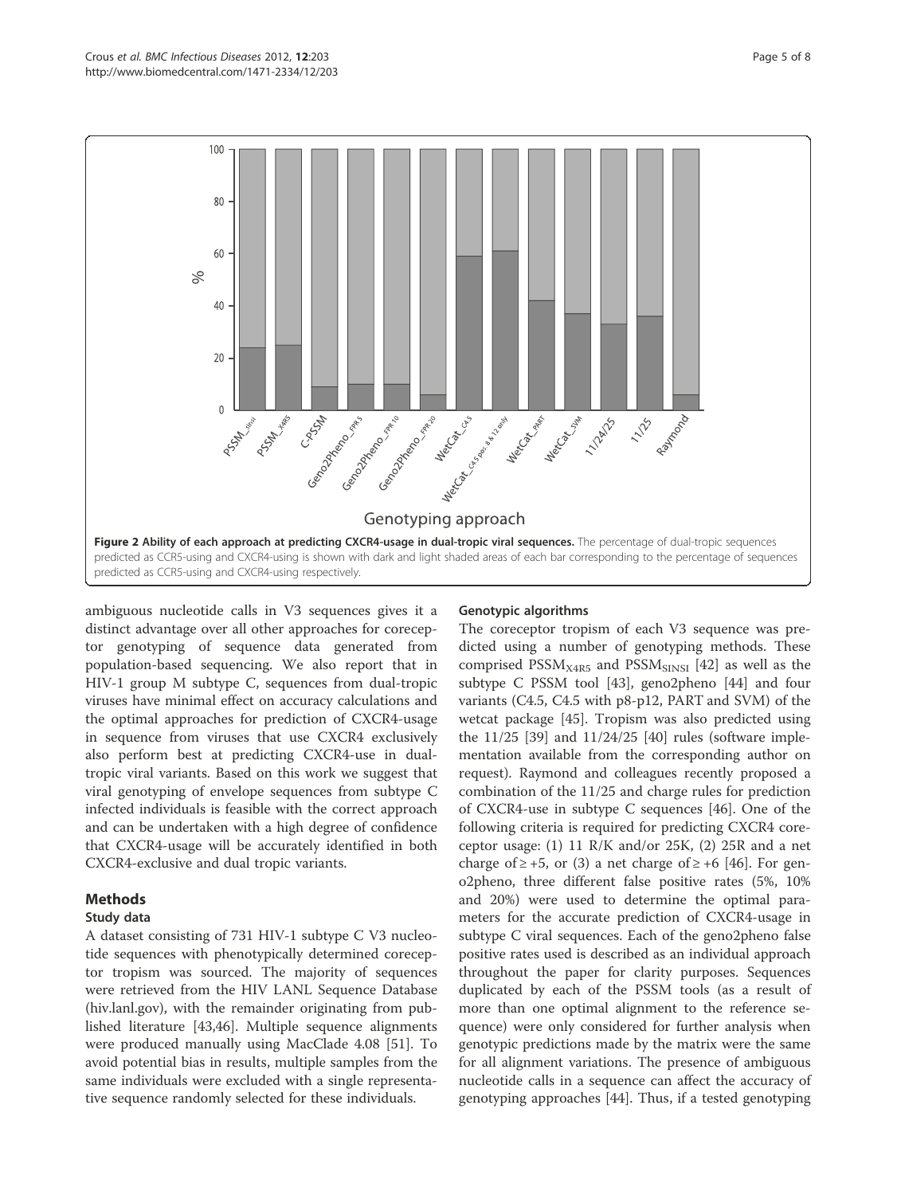**Figure 2 Ability of each approach at predicting CXCR4-usage in dual-tropic viral sequences.** The percentage of dual-tropic sequences predicted as CCR5-using and CXCR4-using is shown with dark and light shaded areas of each bar corresponding to the percentage of sequences predicted as CCR5-using and CXCR4-using respectively.

ambiguous nucleotide calls in V3 sequences gives it a distinct advantage over all other approaches for coreceptor genotyping of sequence data generated from population-based sequencing. We also report that in HIV-1 group M subtype C, sequences from dual-tropic viruses have minimal effect on accuracy calculations and the optimal approaches for prediction of CXCR4-usage in sequence from viruses that use CXCR4 exclusively also perform best at predicting CXCR4-use in dual-tropic viral variants. Based on this work we suggest that viral genotyping of envelope sequences from subtype C infected individuals is feasible with the correct approach and can be undertaken with a high degree of confidence that CXCR4-usage will be accurately identified in both CXCR4-exclusive and dual tropic variants.

## Methods

### Study data

A dataset consisting of 731 HIV-1 subtype C V3 nucleotide sequences with phenotypically determined coreceptor tropism was sourced. The majority of sequences were retrieved from the HIV LANL Sequence Database (hiv.lanl.gov), with the remainder originating from published literature [43,46]. Multiple sequence alignments were produced manually using MacClade 4.08 [51]. To avoid potential bias in results, multiple samples from the same individuals were excluded with a single representative sequence randomly selected for these individuals.

### Genotypic algorithms

The coreceptor tropism of each V3 sequence was predicted using a number of genotyping methods. These comprised $PSSM_{X4R5}$ and $PSSM_{SINSI}$ [42] as well as the subtype C PSSM tool [43], geno2pheno [44] and four variants (C4.5, C4.5 with p8-p12, PART and SVM) of the wetcat package [45]. Tropism was also predicted using the 11/25 [39] and 11/24/25 [40] rules (software implementation available from the corresponding author on request). Raymond and colleagues recently proposed a combination of the 11/25 and charge rules for prediction of CXCR4-use in subtype C sequences [46]. One of the following criteria is required for predicting CXCR4 coreceptor usage: (1) 11 R/K and/or 25K, (2) 25R and a net charge of $\geq +5$, or (3) a net charge of $\geq +6$ [46]. For geno2pheno, three different false positive rates (5%, 10% and 20%) were used to determine the optimal parameters for the accurate prediction of CXCR4-usage in subtype C viral sequences. Each of the geno2pheno false positive rates used is described as an individual approach throughout the paper for clarity purposes. Sequences duplicated by each of the PSSM tools (as a result of more than one optimal alignment to the reference sequence) were only considered for further analysis when genotypic predictions made by the matrix were the same for all alignment variations. The presence of ambiguous nucleotide calls in a sequence can affect the accuracy of genotyping approaches [44]. Thus, if a tested genotyping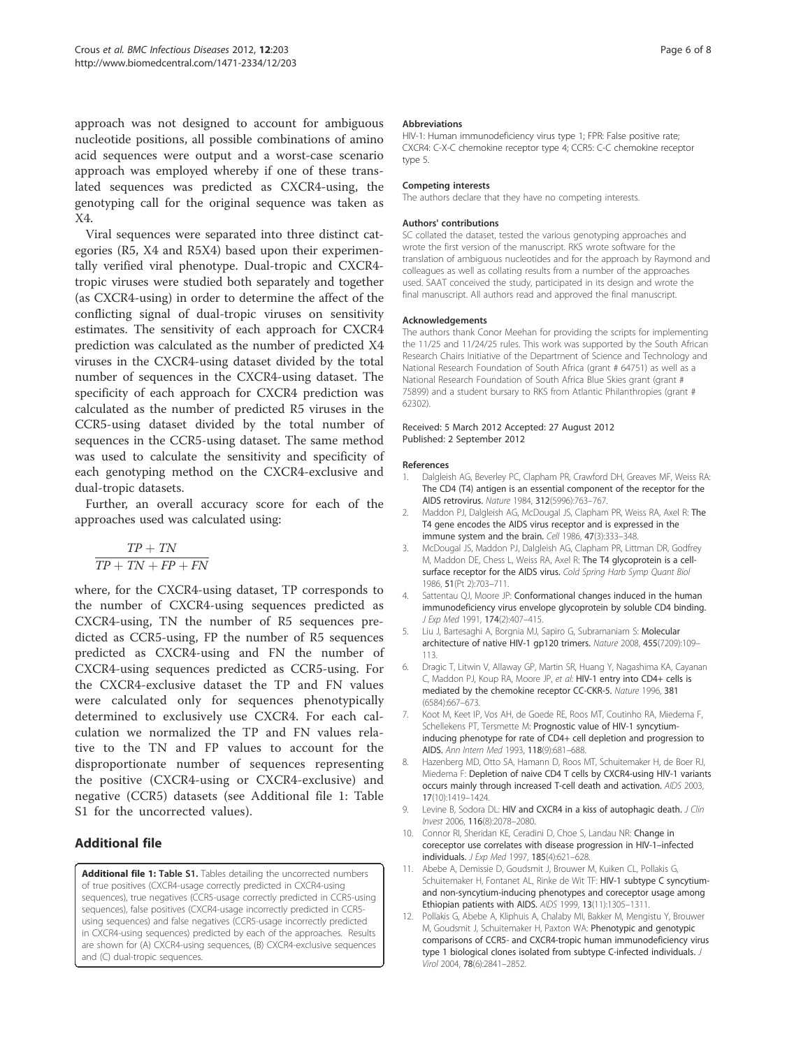approach was not designed to account for ambiguous nucleotide positions, all possible combinations of amino acid sequences were output and a worst-case scenario approach was employed whereby if one of these translated sequences was predicted as CXCR4-using, the genotyping call for the original sequence was taken as X4.

Viral sequences were separated into three distinct categories (R5, X4 and R5X4) based upon their experimentally verified viral phenotype. Dual-tropic and CXCR4-tropic viruses were studied both separately and together (as CXCR4-using) in order to determine the affect of the conflicting signal of dual-tropic viruses on sensitivity estimates. The sensitivity of each approach for CXCR4 prediction was calculated as the number of predicted X4 viruses in the CXCR4-using dataset divided by the total number of sequences in the CXCR4-using dataset. The specificity of each approach for CXCR4 prediction was calculated as the number of predicted R5 viruses in the CCR5-using dataset divided by the total number of sequences in the CCR5-using dataset. The same method was used to calculate the sensitivity and specificity of each genotyping method on the CXCR4-exclusive and dual-tropic datasets.

Further, an overall accuracy score for each of the approaches used was calculated using:

$$\frac{TP + TN}{TP + TN + FP + FN}$$

where, for the CXCR4-using dataset, TP corresponds to the number of CXCR4-using sequences predicted as CXCR4-using, TN the number of R5 sequences predicted as CCR5-using, FP the number of R5 sequences predicted as CXCR4-using and FN the number of CXCR4-using sequences predicted as CCR5-using. For the CXCR4-exclusive dataset the TP and FN values were calculated only for sequences phenotypically determined to exclusively use CXCR4. For each calculation we normalized the TP and FN values relative to the TN and FP values to account for the disproportionate number of sequences representing the positive (CXCR4-using or CXCR4-exclusive) and negative (CCR5) datasets (see Additional file 1: Table S1 for the uncorrected values).

## Additional file

**Additional file 1: Table S1.** Tables detailing the uncorrected numbers of true positives (CXCR4-usage correctly predicted in CXCR4-using sequences), true negatives (CCR5-usage correctly predicted in CCR5-using sequences), false positives (CXCR4-usage incorrectly predicted in CCR5-using sequences) and false negatives (CCR5-usage incorrectly predicted in CXCR4-using sequences) predicted by each of the approaches. Results are shown for (A) CXCR4-using sequences, (B) CXCR4-exclusive sequences and (C) dual-tropic sequences.

#### Abbreviations

HIV-1: Human immunodeficiency virus type 1; FPR: False positive rate; CXCR4: C-X-C chemokine receptor type 4; CCR5: C-C chemokine receptor type 5.

#### Competing interests

The authors declare that they have no competing interests.

#### Authors' contributions

SC collated the dataset, tested the various genotyping approaches and wrote the first version of the manuscript. RKS wrote software for the translation of ambiguous nucleotides and for the approach by Raymond and colleagues as well as collating results from a number of the approaches used. SAAT conceived the study, participated in its design and wrote the final manuscript. All authors read and approved the final manuscript.

#### Acknowledgements

The authors thank Conor Meehan for providing the scripts for implementing the 11/25 and 11/24/25 rules. This work was supported by the South African Research Chairs Initiative of the Department of Science and Technology and National Research Foundation of South Africa (grant # 64751) as well as a National Research Foundation of South Africa Blue Skies grant (grant # 75899) and a student bursary to RKS from Atlantic Philanthropies (grant # 62302).

Received: 5 March 2012 Accepted: 27 August 2012
Published: 2 September 2012

#### References

1. Dalgleish AG, Beverley PC, Clapham PR, Crawford DH, Greaves MF, Weiss RA: The CD4 (T4) antigen is an essential component of the receptor for the AIDS retrovirus. *Nature* 1984, **312**(5996):763–767.
2. Maddon PJ, Dalgleish AG, McDougal JS, Clapham PR, Weiss RA, Axel R: The T4 gene encodes the AIDS virus receptor and is expressed in the immune system and the brain. *Cell* 1986, **47**(3):333–348.
3. McDougal JS, Maddon PJ, Dalgleish AG, Clapham PR, Littman DR, Godfrey M, Maddon DE, Chess L, Weiss RA, Axel R: The T4 glycoprotein is a cell-surface receptor for the AIDS virus. *Cold Spring Harb Symp Quant Biol* 1986, **51**(Pt 2):703–711.
4. Sattentau QJ, Moore JP: Conformational changes induced in the human immunodeficiency virus envelope glycoprotein by soluble CD4 binding. *J Exp Med* 1991, **174**(2):407–415.
5. Liu J, Bartesaghi A, Borgnia MJ, Sapiro G, Subramaniam S: Molecular architecture of native HIV-1 gp120 trimers. *Nature* 2008, **455**(7209):109–113.
6. Dragic T, Litwin V, Allaway GP, Martin SR, Huang Y, Nagashima KA, Cayanan C, Maddon PJ, Koup RA, Moore JP, *et al*: HIV-1 entry into CD4+ cells is mediated by the chemokine receptor CC-CKR-5. *Nature* 1996, **381** (6584):667–673.
7. Koot M, Keet IP, Vos AH, de Goede RE, Roos MT, Coutinho RA, Miedema F, Schellekens PT, Tersmette M: Prognostic value of HIV-1 syncytium-inducing phenotype for rate of CD4+ cell depletion and progression to AIDS. *Ann Intern Med* 1993, **118**(9):681–688.
8. Hazenberg MD, Otto SA, Hamann D, Roos MT, Schuitemaker H, de Boer RJ, Miedema F: Depletion of naive CD4 T cells by CXCR4-using HIV-1 variants occurs mainly through increased T-cell death and activation. *AIDS* 2003, **17**(10):1419–1424.
9. Levine B, Sodora DL: HIV and CXCR4 in a kiss of autophagic death. *J Clin Invest* 2006, **116**(8):2078–2080.
10. Connor RI, Sheridan KE, Ceradini D, Choe S, Landau NR: Change in coreceptor use correlates with disease progression in HIV-1–infected individuals. *J Exp Med* 1997, **185**(4):621–628.
11. Abebe A, Demissie D, Goudsmit J, Brouwer M, Kuiken CL, Pollakis G, Schuitemaker H, Fontanet AL, Rinke de Wit TF: HIV-1 subtype C syncytium- and non-syncytium-inducing phenotypes and coreceptor usage among Ethiopian patients with AIDS. *AIDS* 1999, **13**(11):1305–1311.
12. Pollakis G, Abebe A, Kliphuis A, Chalaby MI, Bakker M, Mengistu Y, Brouwer M, Goudsmit J, Schuitemaker H, Paxton WA: Phenotypic and genotypic comparisons of CCR5- and CXCR4-tropic human immunodeficiency virus type 1 biological clones isolated from subtype C-infected individuals. *J Virol* 2004, **78**(6):2841–2852.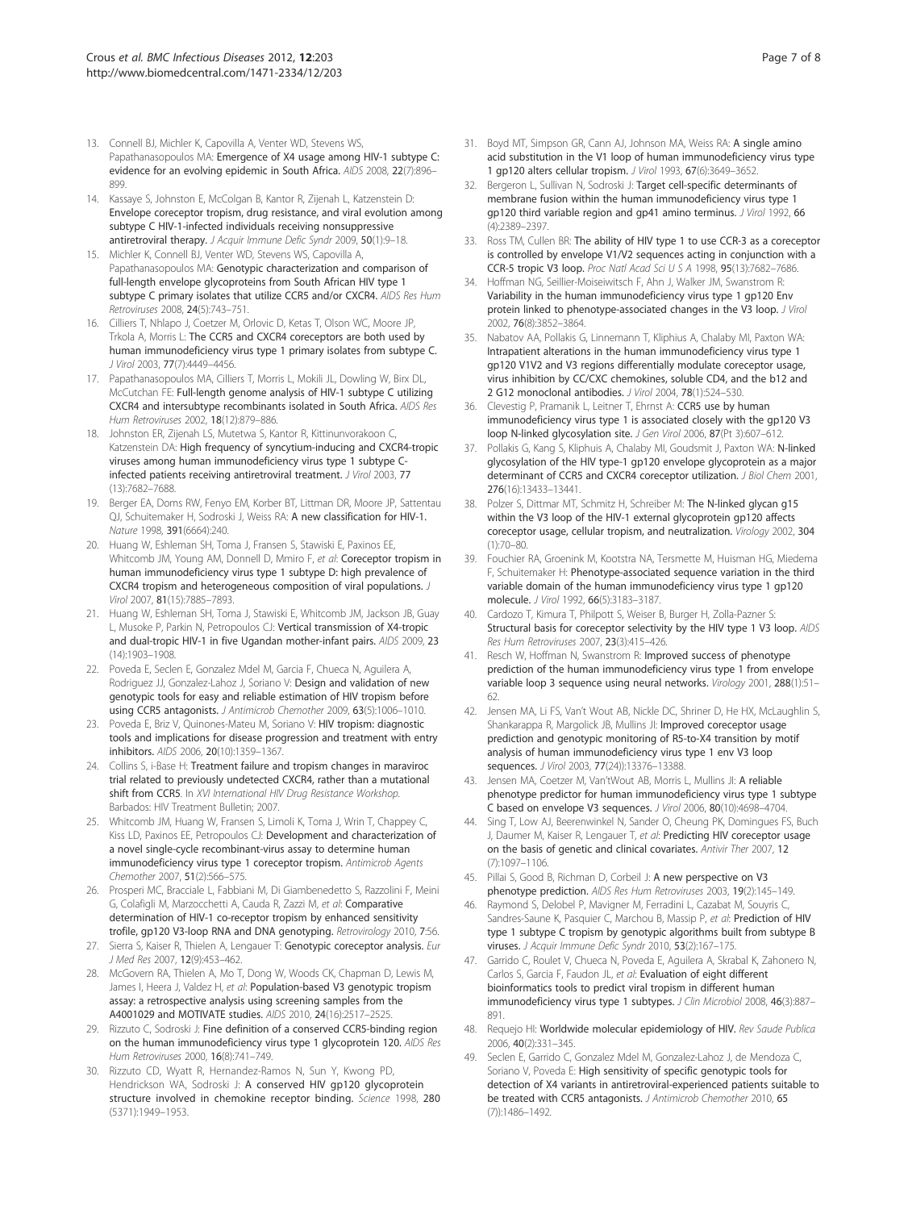13. Connell BJ, Michler K, Capovilla A, Venter WD, Stevens WS, Papathanasopoulos MA: **Emergence of X4 usage among HIV-1 subtype C: evidence for an evolving epidemic in South Africa.** *AIDS* 2008, **22**(7):896–899.
14. Kassaye S, Johnston E, McColgan B, Kantor R, Zijenah L, Katzenstein D: **Envelope coreceptor tropism, drug resistance, and viral evolution among subtype C HIV-1-infected individuals receiving nonsuppressive antiretroviral therapy.** *J Acquir Immune Defic Syndr* 2009, **50**(1):9–18.
15. Michler K, Connell BJ, Venter WD, Stevens WS, Capovilla A, Papathanasopoulos MA: **Genotypic characterization and comparison of full-length envelope glycoproteins from South African HIV type 1 subtype C primary isolates that utilize CCR5 and/or CXCR4.** *AIDS Res Hum Retroviruses* 2008, **24**(5):743–751.
16. Cilliers T, Nhlapo J, Coetzer M, Orlovic D, Ketas T, Olson WC, Moore JP, Trkola A, Morris L: **The CCR5 and CXCR4 coreceptors are both used by human immunodeficiency virus type 1 primary isolates from subtype C.** *J Virol* 2003, **77**(7):4449–4456.
17. Papathanasopoulos MA, Cilliers T, Morris L, Mokili JL, Dowling W, Birx DL, McCutchan FE: **Full-length genome analysis of HIV-1 subtype C utilizing CXCR4 and intersubtype recombinants isolated in South Africa.** *AIDS Res Hum Retroviruses* 2002, **18**(12):879–886.
18. Johnston ER, Zijenah LS, Mutetwa S, Kantor R, Kittinunvorakoon C, Katzenstein DA: **High frequency of syncytium-inducing and CXCR4-tropic viruses among human immunodeficiency virus type 1 subtype C-infected patients receiving antiretroviral treatment.** *J Virol* 2003, **77**(13):7682–7688.
19. Berger EA, Doms RW, Fenyo EM, Korber BT, Littman DR, Moore JP, Sattentau QJ, Schuitemaker H, Sodroski J, Weiss RA: **A new classification for HIV-1.** *Nature* 1998, **391**(6664):240.
20. Huang W, Eshleman SH, Toma J, Fransen S, Stawiski E, Paxinos EE, Whitcomb JM, Young AM, Donnell D, Mmiro F, *et al*: **Coreceptor tropism in human immunodeficiency virus type 1 subtype D: high prevalence of CXCR4 tropism and heterogeneous composition of viral populations.** *J Virol* 2007, **81**(15):7885–7893.
21. Huang W, Eshleman SH, Toma J, Stawiski E, Whitcomb JM, Jackson JB, Guay L, Musoke P, Parkin N, Petropoulos CJ: **Vertical transmission of X4-tropic and dual-tropic HIV-1 in five Ugandan mother-infant pairs.** *AIDS* 2009, **23**(14):1903–1908.
22. Poveda E, Seclen E, Gonzalez Mdel M, Garcia F, Chueca N, Aguilera A, Rodriguez JJ, Gonzalez-Lahoz J, Soriano V: **Design and validation of new genotypic tools for easy and reliable estimation of HIV tropism before using CCR5 antagonists.** *J Antimicrob Chemother* 2009, **63**(5):1006–1010.
23. Poveda E, Briz V, Quinones-Mateu M, Soriano V: **HIV tropism: diagnostic tools and implications for disease progression and treatment with entry inhibitors.** *AIDS* 2006, **20**(10):1359–1367.
24. Collins S, i-Base H: **Treatment failure and tropism changes in maraviroc trial related to previously undetected CXCR4, rather than a mutational shift from CCR5.** In *XVI International HIV Drug Resistance Workshop.* Barbados: HIV Treatment Bulletin; 2007.
25. Whitcomb JM, Huang W, Fransen S, Limoli K, Toma J, Wrin T, Chappey C, Kiss LD, Paxinos EE, Petropoulos CJ: **Development and characterization of a novel single-cycle recombinant-virus assay to determine human immunodeficiency virus type 1 coreceptor tropism.** *Antimicrob Agents Chemother* 2007, **51**(2):566–575.
26. Prosperi MC, Bracciale L, Fabbiani M, Di Giambenedetto S, Razzolini F, Meini G, Colafigli M, Marzocchetti A, Cauda R, Zazzi M, *et al*: **Comparative determination of HIV-1 co-receptor tropism by enhanced sensitivity trofile, gp120 V3-loop RNA and DNA genotyping.** *Retrovirology* 2010, **7**:56.
27. Sierra S, Kaiser R, Thielen A, Lengauer T: **Genotypic coreceptor analysis.** *Eur J Med Res* 2007, **12**(9):453–462.
28. McGovern RA, Thielen A, Mo T, Dong W, Woods CK, Chapman D, Lewis M, James I, Heera J, Valdez H, *et al*: **Population-based V3 genotypic tropism assay: a retrospective analysis using screening samples from the A4001029 and MOTIVATE studies.** *AIDS* 2010, **24**(16):2517–2525.
29. Rizzuto C, Sodroski J: **Fine definition of a conserved CCR5-binding region on the human immunodeficiency virus type 1 glycoprotein 120.** *AIDS Res Hum Retroviruses* 2000, **16**(8):741–749.
30. Rizzuto CD, Wyatt R, Hernandez-Ramos N, Sun Y, Kwong PD, Hendrickson WA, Sodroski J: **A conserved HIV gp120 glycoprotein structure involved in chemokine receptor binding.** *Science* 1998, **280**(5371):1949–1953.
31. Boyd MT, Simpson GR, Cann AJ, Johnson MA, Weiss RA: **A single amino acid substitution in the V1 loop of human immunodeficiency virus type 1 gp120 alters cellular tropism.** *J Virol* 1993, **67**(6):3649–3652.
32. Bergeron L, Sullivan N, Sodroski J: **Target cell-specific determinants of membrane fusion within the human immunodeficiency virus type 1 gp120 third variable region and gp41 amino terminus.** *J Virol* 1992, **66**(4):2389–2397.
33. Ross TM, Cullen BR: **The ability of HIV type 1 to use CCR-3 as a coreceptor is controlled by envelope V1/V2 sequences acting in conjunction with a CCR-5 tropic V3 loop.** *Proc Natl Acad Sci U S A* 1998, **95**(13):7682–7686.
34. Hoffman NG, Seillier-Moiseiwitsch F, Ahn J, Walker JM, Swanstrom R: **Variability in the human immunodeficiency virus type 1 gp120 Env protein linked to phenotype-associated changes in the V3 loop.** *J Virol* 2002, **76**(8):3852–3864.
35. Nabatov AA, Pollakis G, Linnemann T, Kliphius A, Chalaby MI, Paxton WA: **Intrapatient alterations in the human immunodeficiency virus type 1 gp120 V1V2 and V3 regions differentially modulate coreceptor usage, virus inhibition by CC/CXC chemokines, soluble CD4, and the b12 and 2 G12 monoclonal antibodies.** *J Virol* 2004, **78**(1):524–530.
36. Clevestig P, Pramanik L, Leitner T, Ehrnst A: **CCR5 use by human immunodeficiency virus type 1 is associated closely with the gp120 V3 loop N-linked glycosylation site.** *J Gen Virol* 2006, **87**(Pt 3):607–612.
37. Pollakis G, Kang S, Kliphuis A, Chalaby MI, Goudsmit J, Paxton WA: **N-linked glycosylation of the HIV type-1 gp120 envelope glycoprotein as a major determinant of CCR5 and CXCR4 coreceptor utilization.** *J Biol Chem* 2001, **276**(16):13433–13441.
38. Polzer S, Dittmar MT, Schmitz H, Schreiber M: **The N-linked glycan g15 within the V3 loop of the HIV-1 external glycoprotein gp120 affects coreceptor usage, cellular tropism, and neutralization.** *Virology* 2002, **304**(1):70–80.
39. Fouchier RA, Groenink M, Kootstra NA, Tersmette M, Huisman HG, Miedema F, Schuitemaker H: **Phenotype-associated sequence variation in the third variable domain of the human immunodeficiency virus type 1 gp120 molecule.** *J Virol* 1992, **66**(5):3183–3187.
40. Cardozo T, Kimura T, Philpott S, Weiser B, Burger H, Zolla-Pazner S: **Structural basis for coreceptor selectivity by the HIV type 1 V3 loop.** *AIDS Res Hum Retroviruses* 2007, **23**(3):415–426.
41. Resch W, Hoffman N, Swanstrom R: **Improved success of phenotype prediction of the human immunodeficiency virus type 1 from envelope variable loop 3 sequence using neural networks.** *Virology* 2001, **288**(1):51–62.
42. Jensen MA, Li FS, Van't Wout AB, Nickle DC, Shriner D, He HX, McLaughlin S, Shankarappa R, Margolick JB, Mullins JI: **Improved coreceptor usage prediction and genotypic monitoring of R5-to-X4 transition by motif analysis of human immunodeficiency virus type 1 env V3 loop sequences.** *J Virol* 2003, **77**(24)):13376–13388.
43. Jensen MA, Coetzer M, Van'tWout AB, Morris L, Mullins JI: **A reliable phenotype predictor for human immunodeficiency virus type 1 subtype C based on envelope V3 sequences.** *J Virol* 2006, **80**(10):4698–4704.
44. Sing T, Low AJ, Beerenwinkel N, Sander O, Cheung PK, Domingues FS, Buch J, Daumer M, Kaiser R, Lengauer T, *et al*: **Predicting HIV coreceptor usage on the basis of genetic and clinical covariates.** *Antivir Ther* 2007, **12**(7):1097–1106.
45. Pillai S, Good B, Richman D, Corbeil J: **A new perspective on V3 phenotype prediction.** *AIDS Res Hum Retroviruses* 2003, **19**(2):145–149.
46. Raymond S, Delobel P, Mavigner M, Ferradini L, Cazabat M, Souyris C, Sandres-Saune K, Pasquier C, Marchou B, Massip P, *et al*: **Prediction of HIV type 1 subtype C tropism by genotypic algorithms built from subtype B viruses.** *J Acquir Immune Defic Syndr* 2010, **53**(2):167–175.
47. Garrido C, Roulet V, Chueca N, Poveda E, Aguilera A, Skrabal K, Zahonero N, Carlos S, Garcia F, Faudon JL, *et al*: **Evaluation of eight different bioinformatics tools to predict viral tropism in different human immunodeficiency virus type 1 subtypes.** *J Clin Microbiol* 2008, **46**(3):887–891.
48. Requejo HI: **Worldwide molecular epidemiology of HIV.** *Rev Saude Publica* 2006, **40**(2):331–345.
49. Seclen E, Garrido C, Gonzalez Mdel M, Gonzalez-Lahoz J, de Mendoza C, Soriano V, Poveda E: **High sensitivity of specific genotypic tools for detection of X4 variants in antiretroviral-experienced patients suitable to be treated with CCR5 antagonists.** *J Antimicrob Chemother* 2010, **65**(7)):1486–1492.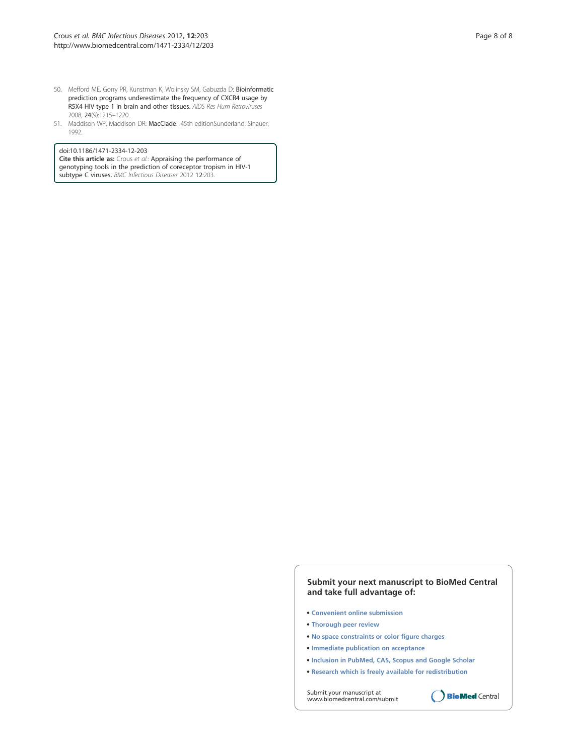50. Mefford ME, Gorry PR, Kunstman K, Wolinsky SM, Gabuzda D: **Bioinformatic prediction programs underestimate the frequency of CXCR4 usage by R5X4 HIV type 1 in brain and other tissues.** *AIDS Res Hum Retroviruses* 2008, **24**(9):1215–1220.
51. Maddison WP, Maddison DR: **MacClade.**. 45th editionSunderland: Sinauer; 1992.

doi:10.1186/1471-2334-12-203
**Cite this article as:** Crous *et al.*: Appraising the performance of genotyping tools in the prediction of coreceptor tropism in HIV-1 subtype C viruses. *BMC Infectious Diseases* 2012 **12**:203.

**Submit your next manuscript to BioMed Central and take full advantage of:**

- **Convenient online submission**
- **Thorough peer review**
- **No space constraints or color figure charges**
- **Immediate publication on acceptance**
- **Inclusion in PubMed, CAS, Scopus and Google Scholar**
- **Research which is freely available for redistribution**

Submit your manuscript at
www.biomedcentral.com/submit

BioMed Central